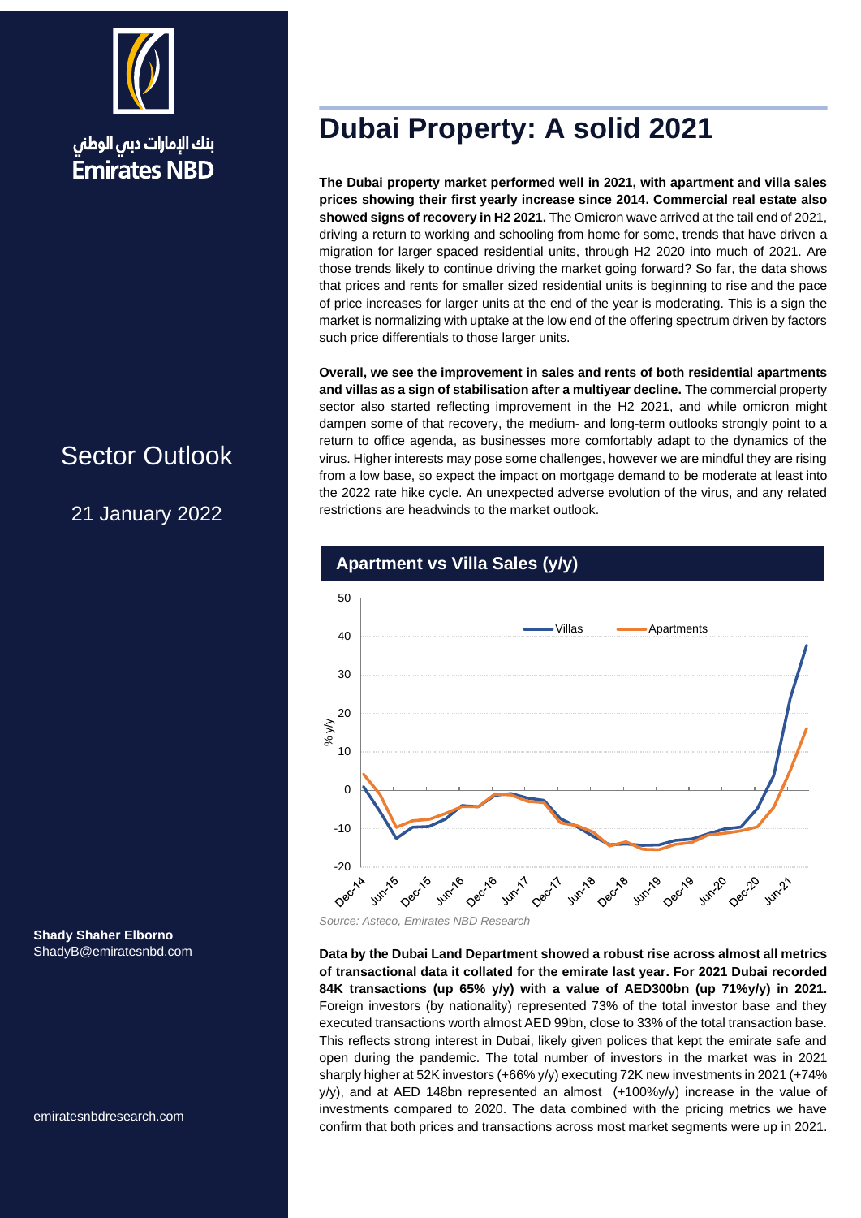بنك الإمارات دبي الوطني
Emirates NBD

Sector Outlook

21 January 2022

**Shady Shaher Elborno**
ShadyB@emiratesnbd.com

emiratesnbdresearch.com

# Dubai Property: A solid 2021

**The Dubai property market performed well in 2021, with apartment and villa sales prices showing their first yearly increase since 2014. Commercial real estate also showed signs of recovery in H2 2021.** The Omicron wave arrived at the tail end of 2021, driving a return to working and schooling from home for some, trends that have driven a migration for larger spaced residential units, through H2 2020 into much of 2021. Are those trends likely to continue driving the market going forward? So far, the data shows that prices and rents for smaller sized residential units is beginning to rise and the pace of price increases for larger units at the end of the year is moderating. This is a sign the market is normalizing with uptake at the low end of the offering spectrum driven by factors such price differentials to those larger units.

**Overall, we see the improvement in sales and rents of both residential apartments and villas as a sign of stabilisation after a multiyear decline.** The commercial property sector also started reflecting improvement in the H2 2021, and while omicron might dampen some of that recovery, the medium- and long-term outlooks strongly point to a return to office agenda, as businesses more comfortably adapt to the dynamics of the virus. Higher interests may pose some challenges, however we are mindful they are rising from a low base, so expect the impact on mortgage demand to be moderate at least into the 2022 rate hike cycle. An unexpected adverse evolution of the virus, and any related restrictions are headwinds to the market outlook.

**Apartment vs Villa Sales (y/y)**

*Source: Asteco, Emirates NBD Research*

**Data by the Dubai Land Department showed a robust rise across almost all metrics of transactional data it collated for the emirate last year. For 2021 Dubai recorded 84K transactions (up 65% y/y) with a value of AED300bn (up 71%y/y) in 2021.** Foreign investors (by nationality) represented 73% of the total investor base and they executed transactions worth almost AED 99bn, close to 33% of the total transaction base. This reflects strong interest in Dubai, likely given polices that kept the emirate safe and open during the pandemic. The total number of investors in the market was in 2021 sharply higher at 52K investors (+66% y/y) executing 72K new investments in 2021 (+74% y/y), and at AED 148bn represented an almost (+100%y/y) increase in the value of investments compared to 2020. The data combined with the pricing metrics we have confirm that both prices and transactions across most market segments were up in 2021.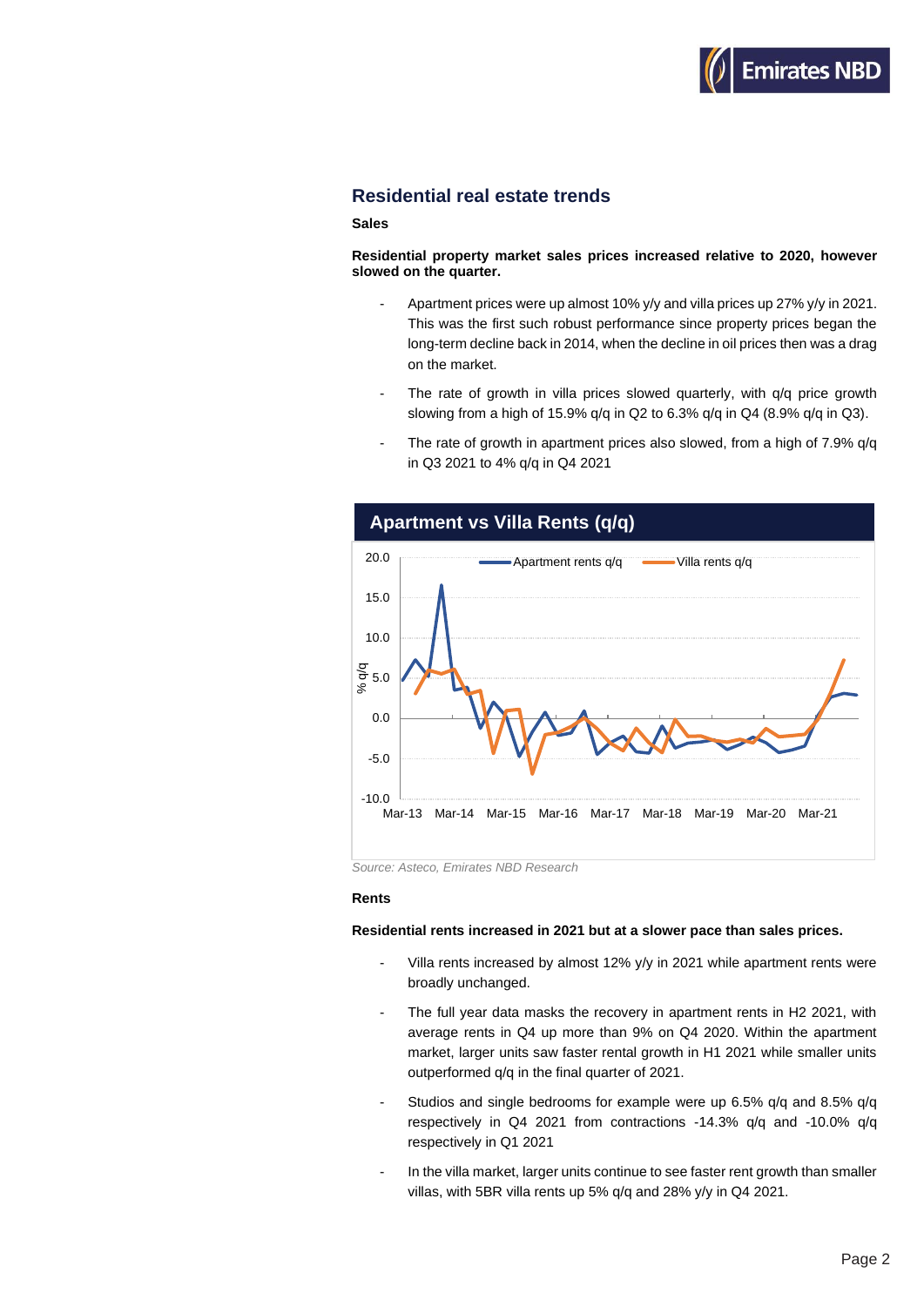## Residential real estate trends

**Sales**

**Residential property market sales prices increased relative to 2020, however slowed on the quarter.**

- Apartment prices were up almost 10% y/y and villa prices up 27% y/y in 2021. This was the first such robust performance since property prices began the long-term decline back in 2014, when the decline in oil prices then was a drag on the market.
- The rate of growth in villa prices slowed quarterly, with q/q price growth slowing from a high of 15.9% q/q in Q2 to 6.3% q/q in Q4 (8.9% q/q in Q3).
- The rate of growth in apartment prices also slowed, from a high of 7.9% q/q in Q3 2021 to 4% q/q in Q4 2021

**Apartment vs Villa Rents (q/q)**

*Source: Asteco, Emirates NBD Research*

**Rents**

**Residential rents increased in 2021 but at a slower pace than sales prices.**

- Villa rents increased by almost 12% y/y in 2021 while apartment rents were broadly unchanged.
- The full year data masks the recovery in apartment rents in H2 2021, with average rents in Q4 up more than 9% on Q4 2020. Within the apartment market, larger units saw faster rental growth in H1 2021 while smaller units outperformed q/q in the final quarter of 2021.
- Studios and single bedrooms for example were up 6.5% q/q and 8.5% q/q respectively in Q4 2021 from contractions -14.3% q/q and -10.0% q/q respectively in Q1 2021
- In the villa market, larger units continue to see faster rent growth than smaller villas, with 5BR villa rents up 5% q/q and 28% y/y in Q4 2021.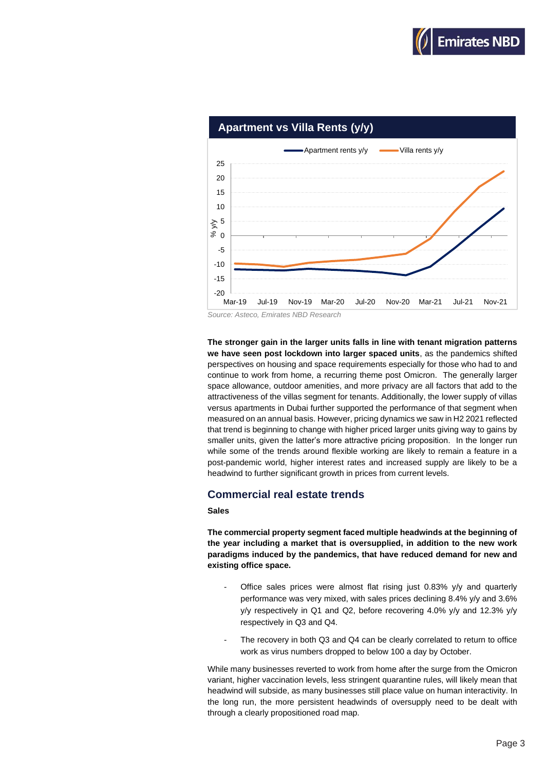**Apartment vs Villa Rents (y/y)**

*Source: Asteco, Emirates NBD Research*

**The stronger gain in the larger units falls in line with tenant migration patterns we have seen post lockdown into larger spaced units**, as the pandemics shifted perspectives on housing and space requirements especially for those who had to and continue to work from home, a recurring theme post Omicron. The generally larger space allowance, outdoor amenities, and more privacy are all factors that add to the attractiveness of the villas segment for tenants. Additionally, the lower supply of villas versus apartments in Dubai further supported the performance of that segment when measured on an annual basis. However, pricing dynamics we saw in H2 2021 reflected that trend is beginning to change with higher priced larger units giving way to gains by smaller units, given the latter's more attractive pricing proposition. In the longer run while some of the trends around flexible working are likely to remain a feature in a post-pandemic world, higher interest rates and increased supply are likely to be a headwind to further significant growth in prices from current levels.

## Commercial real estate trends

**Sales**

**The commercial property segment faced multiple headwinds at the beginning of the year including a market that is oversupplied, in addition to the new work paradigms induced by the pandemics, that have reduced demand for new and existing office space.**

- Office sales prices were almost flat rising just 0.83% y/y and quarterly performance was very mixed, with sales prices declining 8.4% y/y and 3.6% y/y respectively in Q1 and Q2, before recovering 4.0% y/y and 12.3% y/y respectively in Q3 and Q4.
- The recovery in both Q3 and Q4 can be clearly correlated to return to office work as virus numbers dropped to below 100 a day by October.

While many businesses reverted to work from home after the surge from the Omicron variant, higher vaccination levels, less stringent quarantine rules, will likely mean that headwind will subside, as many businesses still place value on human interactivity. In the long run, the more persistent headwinds of oversupply need to be dealt with through a clearly propositioned road map.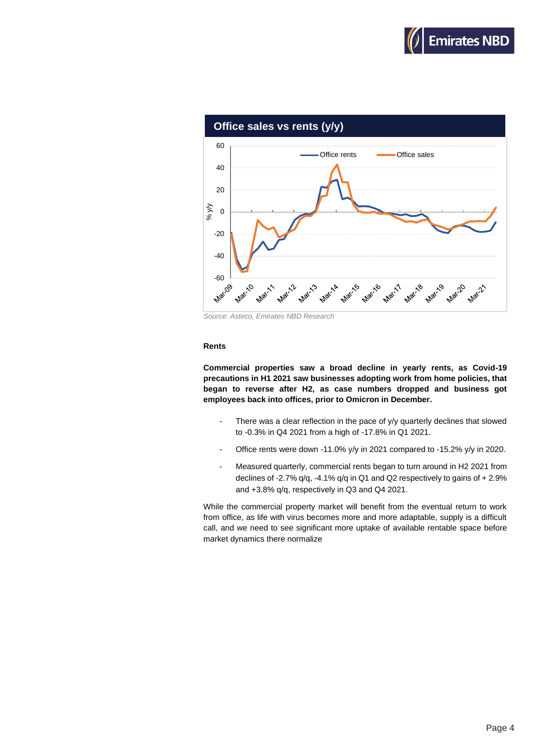**Office sales vs rents (y/y)**

Source: Asteco, Emirates NBD Research

**Rents**

**Commercial properties saw a broad decline in yearly rents, as Covid-19 precautions in H1 2021 saw businesses adopting work from home policies, that began to reverse after H2, as case numbers dropped and business got employees back into offices, prior to Omicron in December.**

- There was a clear reflection in the pace of y/y quarterly declines that slowed to -0.3% in Q4 2021 from a high of -17.8% in Q1 2021.
- Office rents were down -11.0% y/y in 2021 compared to -15.2% y/y in 2020.
- Measured quarterly, commercial rents began to turn around in H2 2021 from declines of -2.7% q/q, -4.1% q/q in Q1 and Q2 respectively to gains of + 2.9% and +3.8% q/q, respectively in Q3 and Q4 2021.

While the commercial property market will benefit from the eventual return to work from office, as life with virus becomes more and more adaptable, supply is a difficult call, and we need to see significant more uptake of available rentable space before market dynamics there normalize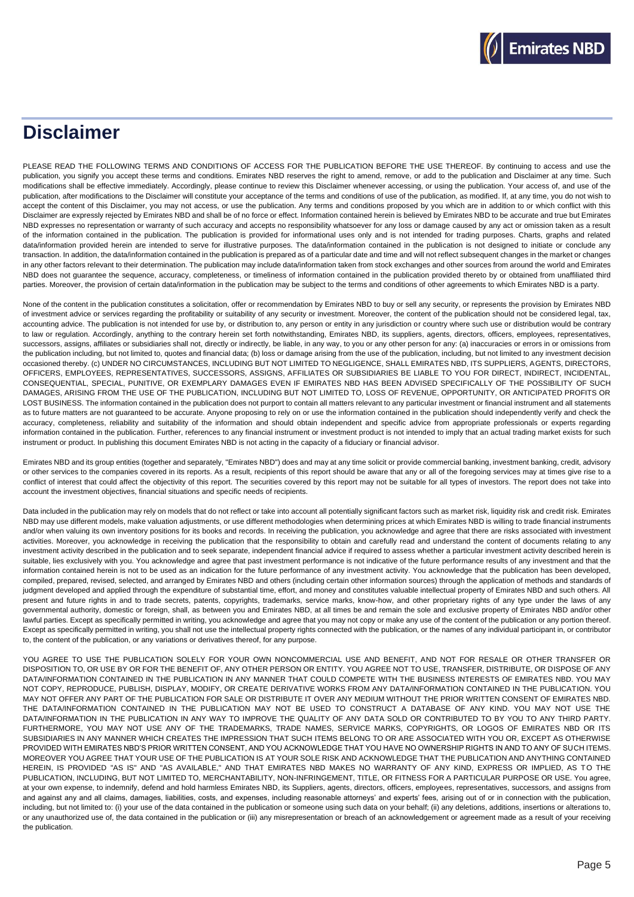# Disclaimer

PLEASE READ THE FOLLOWING TERMS AND CONDITIONS OF ACCESS FOR THE PUBLICATION BEFORE THE USE THEREOF. By continuing to access and use the publication, you signify you accept these terms and conditions. Emirates NBD reserves the right to amend, remove, or add to the publication and Disclaimer at any time. Such modifications shall be effective immediately. Accordingly, please continue to review this Disclaimer whenever accessing, or using the publication. Your access of, and use of the publication, after modifications to the Disclaimer will constitute your acceptance of the terms and conditions of use of the publication, as modified. If, at any time, you do not wish to accept the content of this Disclaimer, you may not access, or use the publication. Any terms and conditions proposed by you which are in addition to or which conflict with this Disclaimer are expressly rejected by Emirates NBD and shall be of no force or effect. Information contained herein is believed by Emirates NBD to be accurate and true but Emirates NBD expresses no representation or warranty of such accuracy and accepts no responsibility whatsoever for any loss or damage caused by any act or omission taken as a result of the information contained in the publication. The publication is provided for informational uses only and is not intended for trading purposes. Charts, graphs and related data/information provided herein are intended to serve for illustrative purposes. The data/information contained in the publication is not designed to initiate or conclude any transaction. In addition, the data/information contained in the publication is prepared as of a particular date and time and will not reflect subsequent changes in the market or changes in any other factors relevant to their determination. The publication may include data/information taken from stock exchanges and other sources from around the world and Emirates NBD does not guarantee the sequence, accuracy, completeness, or timeliness of information contained in the publication provided thereto by or obtained from unaffiliated third parties. Moreover, the provision of certain data/information in the publication may be subject to the terms and conditions of other agreements to which Emirates NBD is a party.

None of the content in the publication constitutes a solicitation, offer or recommendation by Emirates NBD to buy or sell any security, or represents the provision by Emirates NBD of investment advice or services regarding the profitability or suitability of any security or investment. Moreover, the content of the publication should not be considered legal, tax, accounting advice. The publication is not intended for use by, or distribution to, any person or entity in any jurisdiction or country where such use or distribution would be contrary to law or regulation. Accordingly, anything to the contrary herein set forth notwithstanding, Emirates NBD, its suppliers, agents, directors, officers, employees, representatives, successors, assigns, affiliates or subsidiaries shall not, directly or indirectly, be liable, in any way, to you or any other person for any: (a) inaccuracies or errors in or omissions from the publication including, but not limited to, quotes and financial data; (b) loss or damage arising from the use of the publication, including, but not limited to any investment decision occasioned thereby. (c) UNDER NO CIRCUMSTANCES, INCLUDING BUT NOT LIMITED TO NEGLIGENCE, SHALL EMIRATES NBD, ITS SUPPLIERS, AGENTS, DIRECTORS, OFFICERS, EMPLOYEES, REPRESENTATIVES, SUCCESSORS, ASSIGNS, AFFILIATES OR SUBSIDIARIES BE LIABLE TO YOU FOR DIRECT, INDIRECT, INCIDENTAL, CONSEQUENTIAL, SPECIAL, PUNITIVE, OR EXEMPLARY DAMAGES EVEN IF EMIRATES NBD HAS BEEN ADVISED SPECIFICALLY OF THE POSSIBILITY OF SUCH DAMAGES, ARISING FROM THE USE OF THE PUBLICATION, INCLUDING BUT NOT LIMITED TO, LOSS OF REVENUE, OPPORTUNITY, OR ANTICIPATED PROFITS OR LOST BUSINESS. The information contained in the publication does not purport to contain all matters relevant to any particular investment or financial instrument and all statements as to future matters are not guaranteed to be accurate. Anyone proposing to rely on or use the information contained in the publication should independently verify and check the accuracy, completeness, reliability and suitability of the information and should obtain independent and specific advice from appropriate professionals or experts regarding information contained in the publication. Further, references to any financial instrument or investment product is not intended to imply that an actual trading market exists for such instrument or product. In publishing this document Emirates NBD is not acting in the capacity of a fiduciary or financial advisor.

Emirates NBD and its group entities (together and separately, "Emirates NBD") does and may at any time solicit or provide commercial banking, investment banking, credit, advisory or other services to the companies covered in its reports. As a result, recipients of this report should be aware that any or all of the foregoing services may at times give rise to a conflict of interest that could affect the objectivity of this report. The securities covered by this report may not be suitable for all types of investors. The report does not take into account the investment objectives, financial situations and specific needs of recipients.

Data included in the publication may rely on models that do not reflect or take into account all potentially significant factors such as market risk, liquidity risk and credit risk. Emirates NBD may use different models, make valuation adjustments, or use different methodologies when determining prices at which Emirates NBD is willing to trade financial instruments and/or when valuing its own inventory positions for its books and records. In receiving the publication, you acknowledge and agree that there are risks associated with investment activities. Moreover, you acknowledge in receiving the publication that the responsibility to obtain and carefully read and understand the content of documents relating to any investment activity described in the publication and to seek separate, independent financial advice if required to assess whether a particular investment activity described herein is suitable, lies exclusively with you. You acknowledge and agree that past investment performance is not indicative of the future performance results of any investment and that the information contained herein is not to be used as an indication for the future performance of any investment activity. You acknowledge that the publication has been developed, compiled, prepared, revised, selected, and arranged by Emirates NBD and others (including certain other information sources) through the application of methods and standards of judgment developed and applied through the expenditure of substantial time, effort, and money and constitutes valuable intellectual property of Emirates NBD and such others. All present and future rights in and to trade secrets, patents, copyrights, trademarks, service marks, know-how, and other proprietary rights of any type under the laws of any governmental authority, domestic or foreign, shall, as between you and Emirates NBD, at all times be and remain the sole and exclusive property of Emirates NBD and/or other lawful parties. Except as specifically permitted in writing, you acknowledge and agree that you may not copy or make any use of the content of the publication or any portion thereof. Except as specifically permitted in writing, you shall not use the intellectual property rights connected with the publication, or the names of any individual participant in, or contributor to, the content of the publication, or any variations or derivatives thereof, for any purpose.

YOU AGREE TO USE THE PUBLICATION SOLELY FOR YOUR OWN NONCOMMERCIAL USE AND BENEFIT, AND NOT FOR RESALE OR OTHER TRANSFER OR DISPOSITION TO, OR USE BY OR FOR THE BENEFIT OF, ANY OTHER PERSON OR ENTITY. YOU AGREE NOT TO USE, TRANSFER, DISTRIBUTE, OR DISPOSE OF ANY DATA/INFORMATION CONTAINED IN THE PUBLICATION IN ANY MANNER THAT COULD COMPETE WITH THE BUSINESS INTERESTS OF EMIRATES NBD. YOU MAY NOT COPY, REPRODUCE, PUBLISH, DISPLAY, MODIFY, OR CREATE DERIVATIVE WORKS FROM ANY DATA/INFORMATION CONTAINED IN THE PUBLICATION. YOU MAY NOT OFFER ANY PART OF THE PUBLICATION FOR SALE OR DISTRIBUTE IT OVER ANY MEDIUM WITHOUT THE PRIOR WRITTEN CONSENT OF EMIRATES NBD. THE DATA/INFORMATION CONTAINED IN THE PUBLICATION MAY NOT BE USED TO CONSTRUCT A DATABASE OF ANY KIND. YOU MAY NOT USE THE DATA/INFORMATION IN THE PUBLICATION IN ANY WAY TO IMPROVE THE QUALITY OF ANY DATA SOLD OR CONTRIBUTED TO BY YOU TO ANY THIRD PARTY. FURTHERMORE, YOU MAY NOT USE ANY OF THE TRADEMARKS, TRADE NAMES, SERVICE MARKS, COPYRIGHTS, OR LOGOS OF EMIRATES NBD OR ITS SUBSIDIARIES IN ANY MANNER WHICH CREATES THE IMPRESSION THAT SUCH ITEMS BELONG TO OR ARE ASSOCIATED WITH YOU OR, EXCEPT AS OTHERWISE PROVIDED WITH EMIRATES NBD'S PRIOR WRITTEN CONSENT, AND YOU ACKNOWLEDGE THAT YOU HAVE NO OWNERSHIP RIGHTS IN AND TO ANY OF SUCH ITEMS. MOREOVER YOU AGREE THAT YOUR USE OF THE PUBLICATION IS AT YOUR SOLE RISK AND ACKNOWLEDGE THAT THE PUBLICATION AND ANYTHING CONTAINED HEREIN, IS PROVIDED "AS IS" AND "AS AVAILABLE," AND THAT EMIRATES NBD MAKES NO WARRANTY OF ANY KIND, EXPRESS OR IMPLIED, AS TO THE PUBLICATION, INCLUDING, BUT NOT LIMITED TO, MERCHANTABILITY, NON-INFRINGEMENT, TITLE, OR FITNESS FOR A PARTICULAR PURPOSE OR USE. You agree, at your own expense, to indemnify, defend and hold harmless Emirates NBD, its Suppliers, agents, directors, officers, employees, representatives, successors, and assigns from and against any and all claims, damages, liabilities, costs, and expenses, including reasonable attorneys' and experts' fees, arising out of or in connection with the publication, including, but not limited to: (i) your use of the data contained in the publication or someone using such data on your behalf; (ii) any deletions, additions, insertions or alterations to, or any unauthorized use of, the data contained in the publication or (iii) any misrepresentation or breach of an acknowledgement or agreement made as a result of your receiving the publication.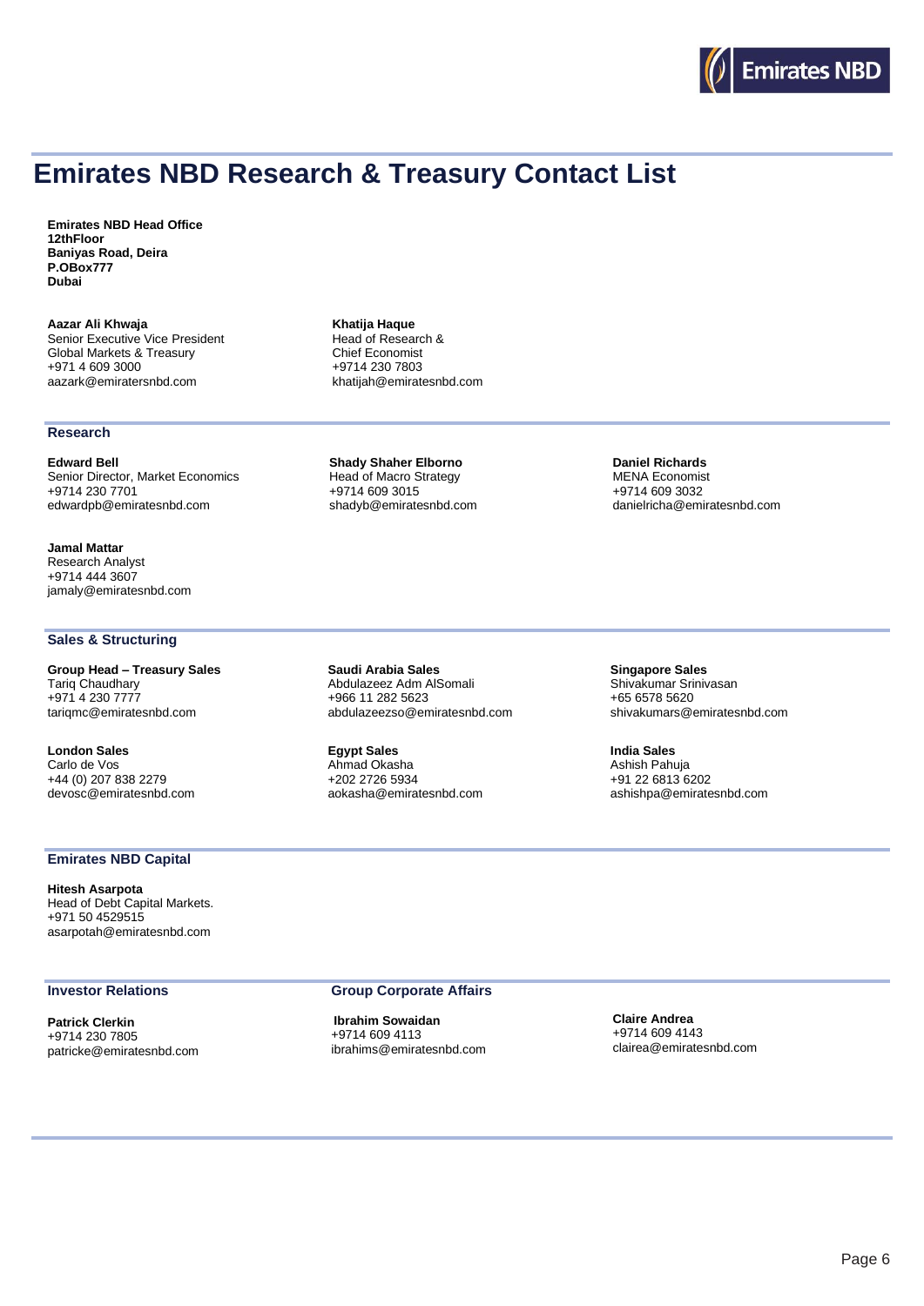# Emirates NBD Research & Treasury Contact List

**Emirates NBD Head Office**
**12thFloor**
**Baniyas Road, Deira**
**P.OBox777**
**Dubai**

**Aazar Ali Khwaja**
Senior Executive Vice President
Global Markets & Treasury
+971 4 609 3000
aazark@emiratersnbd.com

**Khatija Haque**
Head of Research &
Chief Economist
+9714 230 7803
khatijah@emiratesnbd.com

## Research

**Edward Bell**
Senior Director, Market Economics
+9714 230 7701
edwardpb@emiratesnbd.com

**Shady Shaher Elborno**
Head of Macro Strategy
+9714 609 3015
shadyb@emiratesnbd.com

**Daniel Richards**
MENA Economist
+9714 609 3032
danielricha@emiratesnbd.com

**Jamal Mattar**
Research Analyst
+9714 444 3607
jamaly@emiratesnbd.com

## Sales & Structuring

**Group Head – Treasury Sales**
Tariq Chaudhary
+971 4 230 7777
tariqmc@emiratesnbd.com

**Saudi Arabia Sales**
Abdulazeez Adm AlSomali
+966 11 282 5623
abdulazeezso@emiratesnbd.com

**Singapore Sales**
Shivakumar Srinivasan
+65 6578 5620
shivakumars@emiratesnbd.com

**London Sales**
Carlo de Vos
+44 (0) 207 838 2279
devosc@emiratesnbd.com

**Egypt Sales**
Ahmad Okasha
+202 2726 5934
aokasha@emiratesnbd.com

**India Sales**
Ashish Pahuja
+91 22 6813 6202
ashishpa@emiratesnbd.com

## Emirates NBD Capital

**Hitesh Asarpota**
Head of Debt Capital Markets.
+971 50 4529515
asarpotah@emiratesnbd.com

## Investor Relations

**Patrick Clerkin**
+9714 230 7805
patricke@emiratesnbd.com

## Group Corporate Affairs

**Ibrahim Sowaidan**
+9714 609 4113
ibrahims@emiratesnbd.com

**Claire Andrea**
+9714 609 4143
clairea@emiratesnbd.com